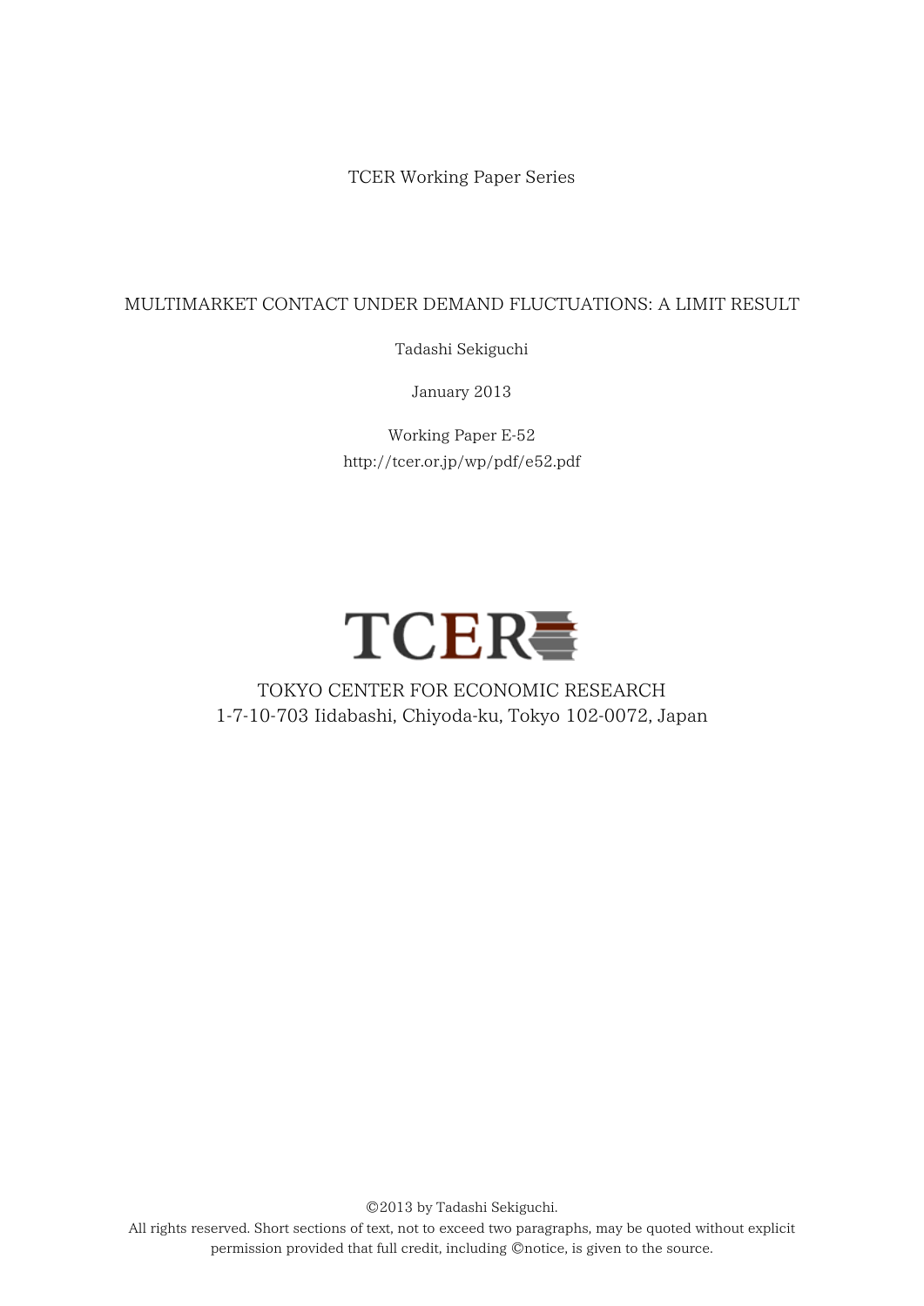TCER Working Paper Series

# MULTIMARKET CONTACT UNDER DEMAND FLUCTUATIONS: A LIMIT RESULT

Tadashi Sekiguchi

January 2013

Working Paper E-52
http://tcer.or.jp/wp/pdf/e52.pdf

TCER

TOKYO CENTER FOR ECONOMIC RESEARCH
1-7-10-703 Iidabashi, Chiyoda-ku, Tokyo 102-0072, Japan

©2013 by Tadashi Sekiguchi.
All rights reserved. Short sections of text, not to exceed two paragraphs, may be quoted without explicit permission provided that full credit, including ©notice, is given to the source.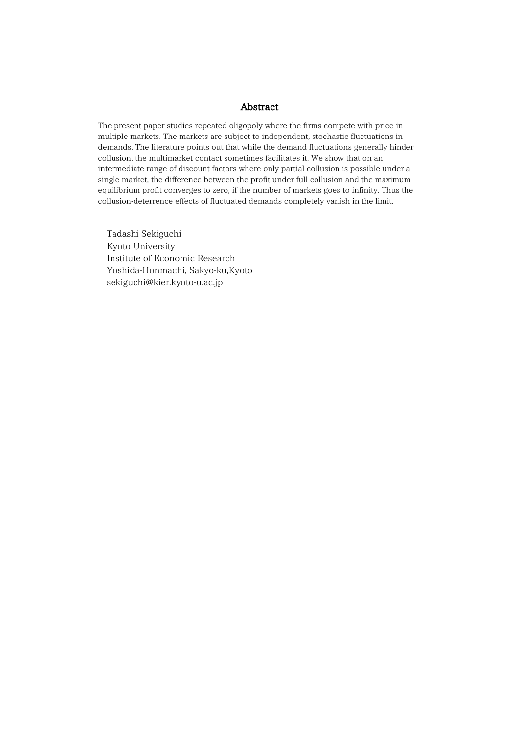# Abstract

The present paper studies repeated oligopoly where the firms compete with price in multiple markets. The markets are subject to independent, stochastic fluctuations in demands. The literature points out that while the demand fluctuations generally hinder collusion, the multimarket contact sometimes facilitates it. We show that on an intermediate range of discount factors where only partial collusion is possible under a single market, the difference between the profit under full collusion and the maximum equilibrium profit converges to zero, if the number of markets goes to infinity. Thus the collusion-deterrence effects of fluctuated demands completely vanish in the limit.

Tadashi Sekiguchi
Kyoto University
Institute of Economic Research
Yoshida-Honmachi, Sakyo-ku,Kyoto
sekiguchi@kier.kyoto-u.ac.jp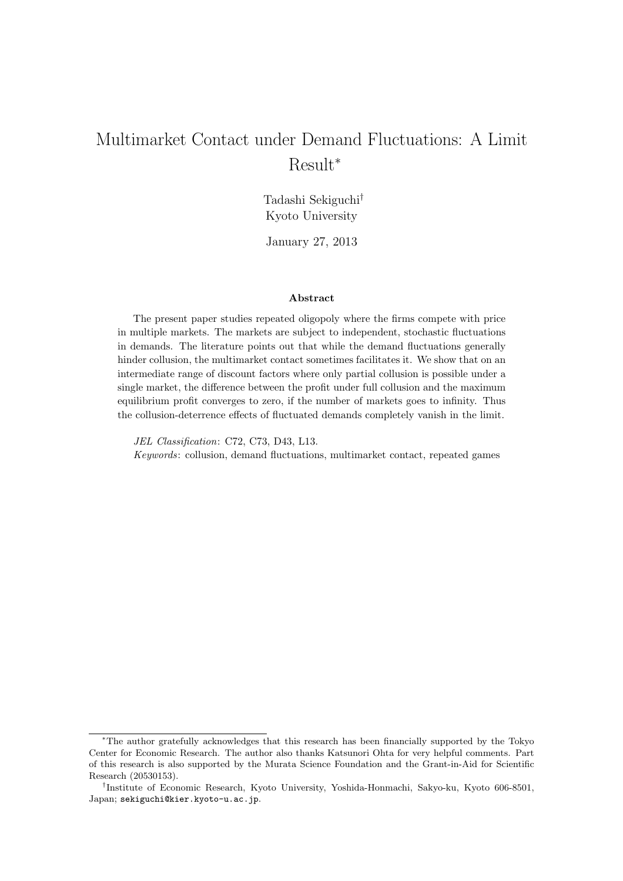# Multimarket Contact under Demand Fluctuations: A Limit Result*

Tadashi Sekiguchi†  
Kyoto University

January 27, 2013

### Abstract

The present paper studies repeated oligopoly where the firms compete with price in multiple markets. The markets are subject to independent, stochastic fluctuations in demands. The literature points out that while the demand fluctuations generally hinder collusion, the multimarket contact sometimes facilitates it. We show that on an intermediate range of discount factors where only partial collusion is possible under a single market, the difference between the profit under full collusion and the maximum equilibrium profit converges to zero, if the number of markets goes to infinity. Thus the collusion-deterrence effects of fluctuated demands completely vanish in the limit.

*JEL Classification*: C72, C73, D43, L13.  
*Keywords*: collusion, demand fluctuations, multimarket contact, repeated games

---

*The author gratefully acknowledges that this research has been financially supported by the Tokyo Center for Economic Research. The author also thanks Katsunori Ohta for very helpful comments. Part of this research is also supported by the Murata Science Foundation and the Grant-in-Aid for Scientific Research (20530153).

†Institute of Economic Research, Kyoto University, Yoshida-Honmachi, Sakyo-ku, Kyoto 606-8501, Japan; sekiguchi@kier.kyoto-u.ac.jp.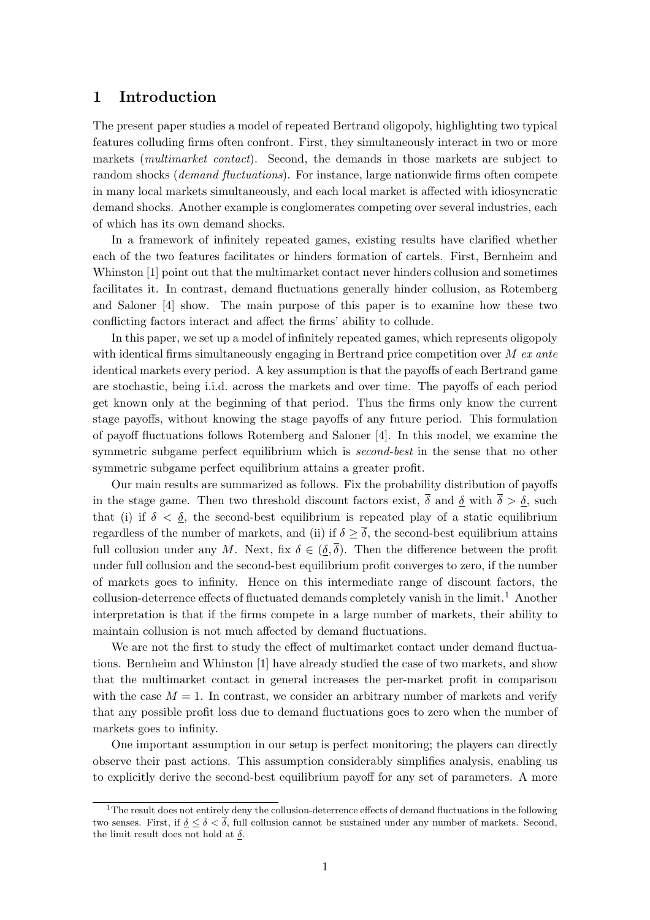# 1 Introduction

The present paper studies a model of repeated Bertrand oligopoly, highlighting two typical features colluding firms often confront. First, they simultaneously interact in two or more markets (*multimarket contact*). Second, the demands in those markets are subject to random shocks (*demand fluctuations*). For instance, large nationwide firms often compete in many local markets simultaneously, and each local market is affected with idiosyncratic demand shocks. Another example is conglomerates competing over several industries, each of which has its own demand shocks.

In a framework of infinitely repeated games, existing results have clarified whether each of the two features facilitates or hinders formation of cartels. First, Bernheim and Whinston [1] point out that the multimarket contact never hinders collusion and sometimes facilitates it. In contrast, demand fluctuations generally hinder collusion, as Rotemberg and Saloner [4] show. The main purpose of this paper is to examine how these two conflicting factors interact and affect the firms' ability to collude.

In this paper, we set up a model of infinitely repeated games, which represents oligopoly with identical firms simultaneously engaging in Bertrand price competition over $M$ *ex ante* identical markets every period. A key assumption is that the payoffs of each Bertrand game are stochastic, being i.i.d. across the markets and over time. The payoffs of each period get known only at the beginning of that period. Thus the firms only know the current stage payoffs, without knowing the stage payoffs of any future period. This formulation of payoff fluctuations follows Rotemberg and Saloner [4]. In this model, we examine the symmetric subgame perfect equilibrium which is *second-best* in the sense that no other symmetric subgame perfect equilibrium attains a greater profit.

Our main results are summarized as follows. Fix the probability distribution of payoffs in the stage game. Then two threshold discount factors exist, $\overline{\delta}$ and $\underline{\delta}$ with $\overline{\delta} > \underline{\delta}$, such that (i) if $\delta < \underline{\delta}$, the second-best equilibrium is repeated play of a static equilibrium regardless of the number of markets, and (ii) if $\delta \geq \overline{\delta}$, the second-best equilibrium attains full collusion under any $M$. Next, fix $\delta \in (\underline{\delta}, \overline{\delta})$. Then the difference between the profit under full collusion and the second-best equilibrium profit converges to zero, if the number of markets goes to infinity. Hence on this intermediate range of discount factors, the collusion-deterrence effects of fluctuated demands completely vanish in the limit.[1] Another interpretation is that if the firms compete in a large number of markets, their ability to maintain collusion is not much affected by demand fluctuations.

We are not the first to study the effect of multimarket contact under demand fluctuations. Bernheim and Whinston [1] have already studied the case of two markets, and show that the multimarket contact in general increases the per-market profit in comparison with the case $M = 1$. In contrast, we consider an arbitrary number of markets and verify that any possible profit loss due to demand fluctuations goes to zero when the number of markets goes to infinity.

One important assumption in our setup is perfect monitoring; the players can directly observe their past actions. This assumption considerably simplifies analysis, enabling us to explicitly derive the second-best equilibrium payoff for any set of parameters. A more

---

[1] The result does not entirely deny the collusion-deterrence effects of demand fluctuations in the following two senses. First, if $\underline{\delta} \leq \delta < \overline{\delta}$, full collusion cannot be sustained under any number of markets. Second, the limit result does not hold at $\underline{\delta}$.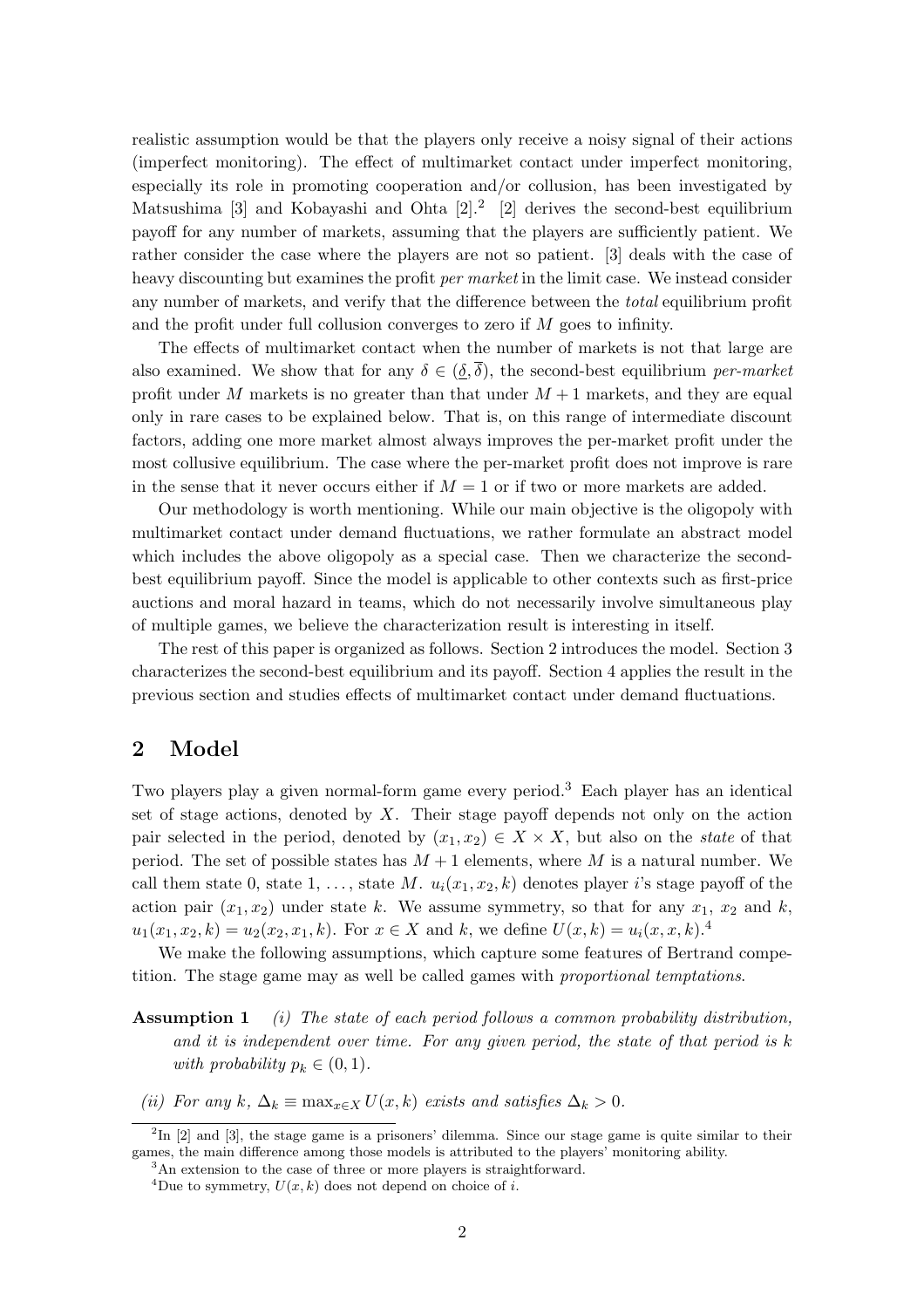realistic assumption would be that the players only receive a noisy signal of their actions (imperfect monitoring). The effect of multimarket contact under imperfect monitoring, especially its role in promoting cooperation and/or collusion, has been investigated by Matsushima [3] and Kobayashi and Ohta [2].[2] [2] derives the second-best equilibrium payoff for any number of markets, assuming that the players are sufficiently patient. We rather consider the case where the players are not so patient. [3] deals with the case of heavy discounting but examines the profit *per market* in the limit case. We instead consider any number of markets, and verify that the difference between the *total* equilibrium profit and the profit under full collusion converges to zero if $M$ goes to infinity.

The effects of multimarket contact when the number of markets is not that large are also examined. We show that for any $\delta \in (\underline{\delta}, \overline{\delta})$, the second-best equilibrium *per-market* profit under $M$ markets is no greater than that under $M+1$ markets, and they are equal only in rare cases to be explained below. That is, on this range of intermediate discount factors, adding one more market almost always improves the per-market profit under the most collusive equilibrium. The case where the per-market profit does not improve is rare in the sense that it never occurs either if $M = 1$ or if two or more markets are added.

Our methodology is worth mentioning. While our main objective is the oligopoly with multimarket contact under demand fluctuations, we rather formulate an abstract model which includes the above oligopoly as a special case. Then we characterize the second-best equilibrium payoff. Since the model is applicable to other contexts such as first-price auctions and moral hazard in teams, which do not necessarily involve simultaneous play of multiple games, we believe the characterization result is interesting in itself.

The rest of this paper is organized as follows. Section 2 introduces the model. Section 3 characterizes the second-best equilibrium and its payoff. Section 4 applies the result in the previous section and studies effects of multimarket contact under demand fluctuations.

## 2 Model

Two players play a given normal-form game every period.[3] Each player has an identical set of stage actions, denoted by $X$. Their stage payoff depends not only on the action pair selected in the period, denoted by $(x_1, x_2) \in X \times X$, but also on the *state* of that period. The set of possible states has $M+1$ elements, where $M$ is a natural number. We call them state 0, state 1, ..., state $M$. $u_i(x_1, x_2, k)$ denotes player $i$'s stage payoff of the action pair $(x_1, x_2)$ under state $k$. We assume symmetry, so that for any $x_1$, $x_2$ and $k$, $u_1(x_1, x_2, k) = u_2(x_2, x_1, k)$. For $x \in X$ and $k$, we define $U(x, k) = u_i(x, x, k)$.[4]

We make the following assumptions, which capture some features of Bertrand competition. The stage game may as well be called games with *proportional temptations*.

**Assumption 1** *(i) The state of each period follows a common probability distribution, and it is independent over time. For any given period, the state of that period is $k$ with probability $p_k \in (0, 1)$.*

*(ii) For any $k$, $\Delta_k \equiv \max_{x \in X} U(x, k)$ exists and satisfies $\Delta_k > 0$.*

[2] In [2] and [3], the stage game is a prisoners' dilemma. Since our stage game is quite similar to their games, the main difference among those models is attributed to the players' monitoring ability.

[3] An extension to the case of three or more players is straightforward.

[4] Due to symmetry, $U(x, k)$ does not depend on choice of $i$.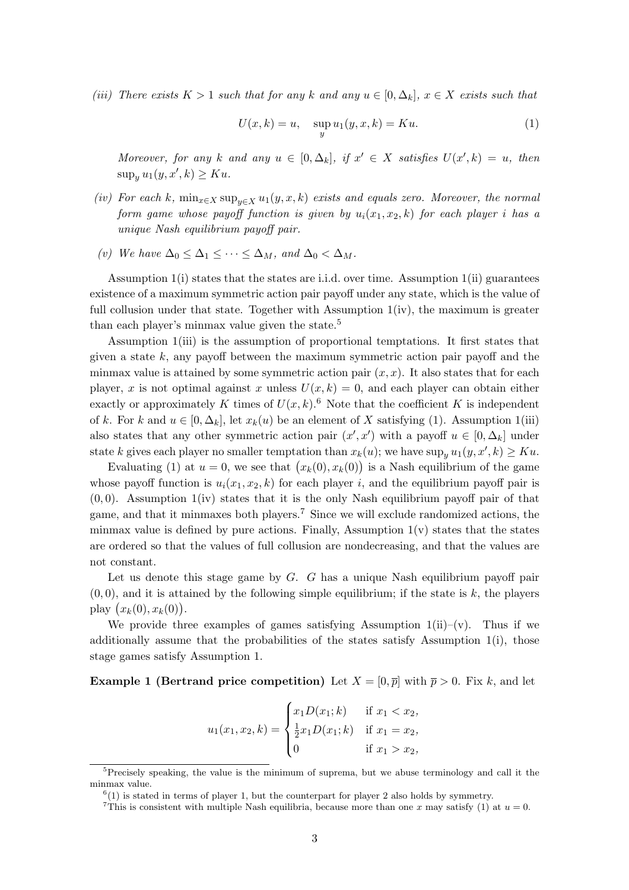*(iii) There exists $K > 1$ such that for any $k$ and any $u \in [0, \Delta_k]$, $x \in X$ exists such that*

$$U(x, k) = u, \quad \sup_y u_1(y, x, k) = Ku. \tag{1}$$

*Moreover, for any $k$ and any $u \in [0, \Delta_k]$, if $x' \in X$ satisfies $U(x', k) = u$, then $\sup_y u_1(y, x', k) \geq Ku$.*

*(iv) For each $k$, $\min_{x \in X} \sup_{y \in X} u_1(y, x, k)$ exists and equals zero. Moreover, the normal form game whose payoff function is given by $u_i(x_1, x_2, k)$ for each player $i$ has a unique Nash equilibrium payoff pair.*

*(v) We have $\Delta_0 \leq \Delta_1 \leq \cdots \leq \Delta_M$, and $\Delta_0 < \Delta_M$.*

Assumption 1(i) states that the states are i.i.d. over time. Assumption 1(ii) guarantees existence of a maximum symmetric action pair payoff under any state, which is the value of full collusion under that state. Together with Assumption 1(iv), the maximum is greater than each player's minmax value given the state.[5]

Assumption 1(iii) is the assumption of proportional temptations. It first states that given a state $k$, any payoff between the maximum symmetric action pair payoff and the minmax value is attained by some symmetric action pair $(x, x)$. It also states that for each player, $x$ is not optimal against $x$ unless $U(x, k) = 0$, and each player can obtain either exactly or approximately $K$ times of $U(x, k)$.[6] Note that the coefficient $K$ is independent of $k$. For $k$ and $u \in [0, \Delta_k]$, let $x_k(u)$ be an element of $X$ satisfying (1). Assumption 1(iii) also states that any other symmetric action pair $(x', x')$ with a payoff $u \in [0, \Delta_k]$ under state $k$ gives each player no smaller temptation than $x_k(u)$; we have $\sup_y u_1(y, x', k) \geq Ku$.

Evaluating (1) at $u = 0$, we see that $\big(x_k(0), x_k(0)\big)$ is a Nash equilibrium of the game whose payoff function is $u_i(x_1, x_2, k)$ for each player $i$, and the equilibrium payoff pair is $(0, 0)$. Assumption 1(iv) states that it is the only Nash equilibrium payoff pair of that game, and that it minmaxes both players.[7] Since we will exclude randomized actions, the minmax value is defined by pure actions. Finally, Assumption 1(v) states that the states are ordered so that the values of full collusion are nondecreasing, and that the values are not constant.

Let us denote this stage game by $G$. $G$ has a unique Nash equilibrium payoff pair $(0, 0)$, and it is attained by the following simple equilibrium; if the state is $k$, the players play $\big(x_k(0), x_k(0)\big)$.

We provide three examples of games satisfying Assumption 1(ii)–(v). Thus if we additionally assume that the probabilities of the states satisfy Assumption 1(i), those stage games satisfy Assumption 1.

**Example 1 (Bertrand price competition)** Let $X = [0, \overline{p}]$ with $\overline{p} > 0$. Fix $k$, and let

$$u_1(x_1, x_2, k) = \begin{cases} x_1 D(x_1; k) & \text{if } x_1 < x_2, \\ \frac{1}{2} x_1 D(x_1; k) & \text{if } x_1 = x_2, \\ 0 & \text{if } x_1 > x_2, \end{cases}$$

[5] Precisely speaking, the value is the minimum of suprema, but we abuse terminology and call it the minmax value.

[6] (1) is stated in terms of player 1, but the counterpart for player 2 also holds by symmetry.

[7] This is consistent with multiple Nash equilibria, because more than one $x$ may satisfy (1) at $u = 0$.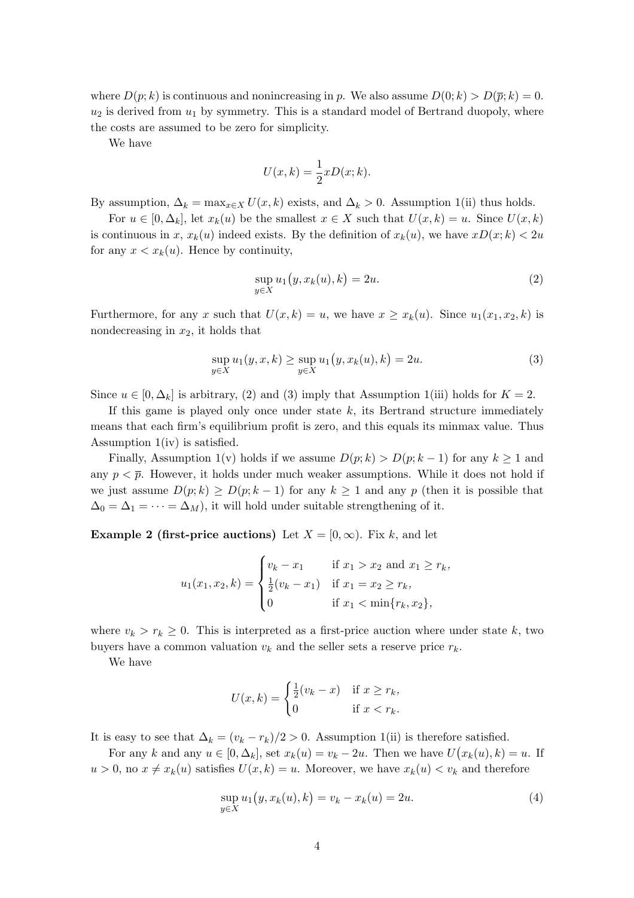where $D(p;k)$ is continuous and nonincreasing in $p$. We also assume $D(0;k) > D(\overline{p};k) = 0$. $u_2$ is derived from $u_1$ by symmetry. This is a standard model of Bertrand duopoly, where the costs are assumed to be zero for simplicity.

We have

$$U(x,k) = \frac{1}{2} x D(x;k).$$

By assumption, $\Delta_k = \max_{x \in X} U(x,k)$ exists, and $\Delta_k > 0$. Assumption 1(ii) thus holds.

For $u \in [0, \Delta_k]$, let $x_k(u)$ be the smallest $x \in X$ such that $U(x,k) = u$. Since $U(x,k)$ is continuous in $x$, $x_k(u)$ indeed exists. By the definition of $x_k(u)$, we have $xD(x;k) < 2u$ for any $x < x_k(u)$. Hence by continuity,

$$\sup_{y \in X} u_1\bigl(y, x_k(u), k\bigr) = 2u. \tag{2}$$

Furthermore, for any $x$ such that $U(x,k) = u$, we have $x \geq x_k(u)$. Since $u_1(x_1, x_2, k)$ is nondecreasing in $x_2$, it holds that

$$\sup_{y \in X} u_1(y, x, k) \geq \sup_{y \in X} u_1\bigl(y, x_k(u), k\bigr) = 2u. \tag{3}$$

Since $u \in [0, \Delta_k]$ is arbitrary, (2) and (3) imply that Assumption 1(iii) holds for $K = 2$.

If this game is played only once under state $k$, its Bertrand structure immediately means that each firm's equilibrium profit is zero, and this equals its minmax value. Thus Assumption 1(iv) is satisfied.

Finally, Assumption 1(v) holds if we assume $D(p;k) > D(p;k-1)$ for any $k \geq 1$ and any $p < \overline{p}$. However, it holds under much weaker assumptions. While it does not hold if we just assume $D(p;k) \geq D(p;k-1)$ for any $k \geq 1$ and any $p$ (then it is possible that $\Delta_0 = \Delta_1 = \cdots = \Delta_M$), it will hold under suitable strengthening of it.

**Example 2 (first-price auctions)** Let $X = [0, \infty)$. Fix $k$, and let

$$u_1(x_1, x_2, k) = \begin{cases} v_k - x_1 & \text{if } x_1 > x_2 \text{ and } x_1 \geq r_k, \\ \frac{1}{2}(v_k - x_1) & \text{if } x_1 = x_2 \geq r_k, \\ 0 & \text{if } x_1 < \min\{r_k, x_2\}, \end{cases}$$

where $v_k > r_k \geq 0$. This is interpreted as a first-price auction where under state $k$, two buyers have a common valuation $v_k$ and the seller sets a reserve price $r_k$.

We have

$$U(x,k) = \begin{cases} \frac{1}{2}(v_k - x) & \text{if } x \geq r_k, \\ 0 & \text{if } x < r_k. \end{cases}$$

It is easy to see that $\Delta_k = (v_k - r_k)/2 > 0$. Assumption 1(ii) is therefore satisfied.

For any $k$ and any $u \in [0, \Delta_k]$, set $x_k(u) = v_k - 2u$. Then we have $U\bigl(x_k(u), k\bigr) = u$. If $u > 0$, no $x \neq x_k(u)$ satisfies $U(x,k) = u$. Moreover, we have $x_k(u) < v_k$ and therefore

$$\sup_{y \in X} u_1\bigl(y, x_k(u), k\bigr) = v_k - x_k(u) = 2u. \tag{4}$$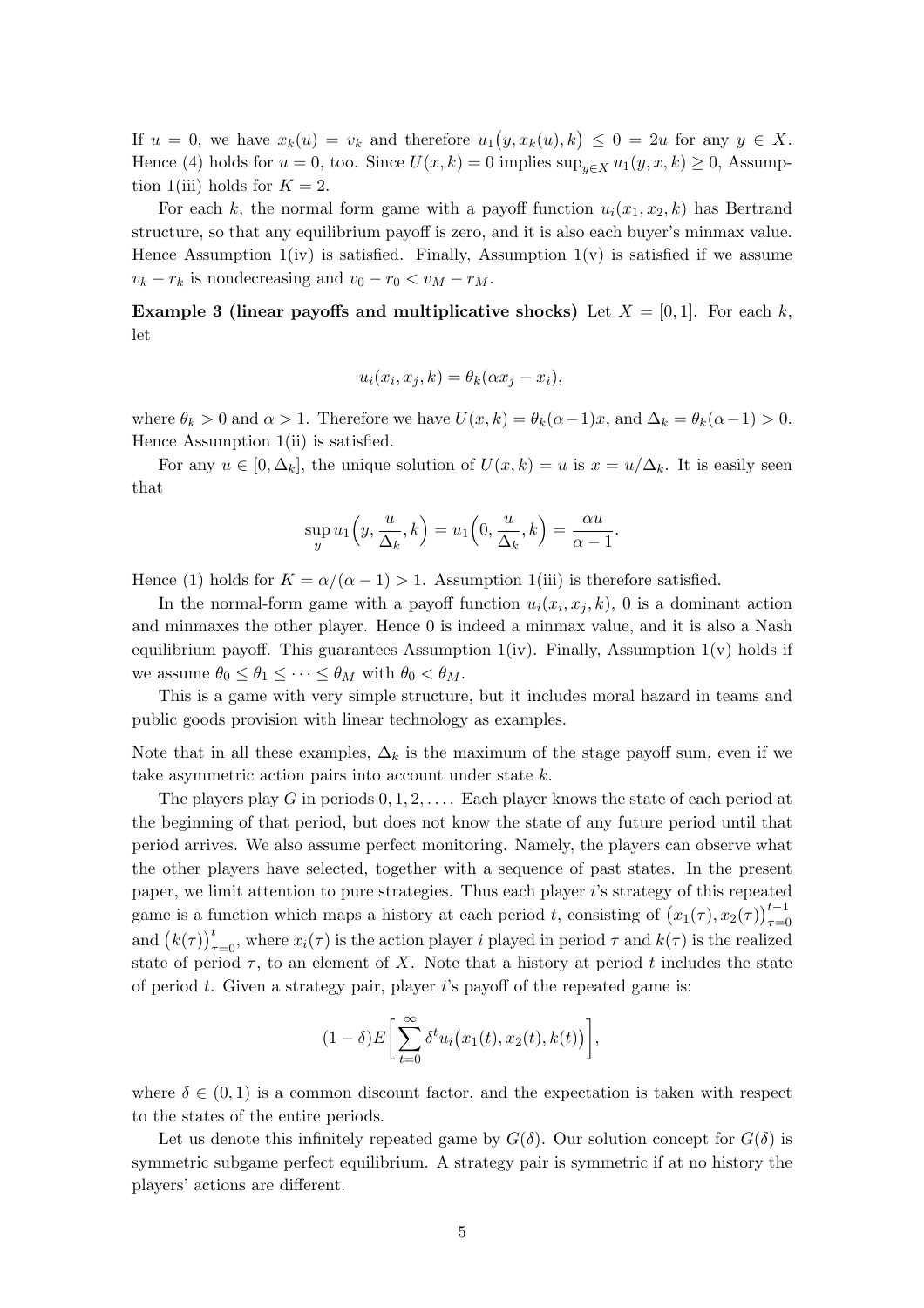If $u = 0$, we have $x_k(u) = v_k$ and therefore $u_1\big(y, x_k(u), k\big) \le 0 = 2u$ for any $y \in X$. Hence (4) holds for $u = 0$, too. Since $U(x,k) = 0$ implies $\sup_{y \in X} u_1(y,x,k) \ge 0$, Assumption 1(iii) holds for $K = 2$.

For each $k$, the normal form game with a payoff function $u_i(x_1, x_2, k)$ has Bertrand structure, so that any equilibrium payoff is zero, and it is also each buyer's minmax value. Hence Assumption 1(iv) is satisfied. Finally, Assumption 1(v) is satisfied if we assume $v_k - r_k$ is nondecreasing and $v_0 - r_0 < v_M - r_M$.

**Example 3 (linear payoffs and multiplicative shocks)** Let $X = [0,1]$. For each $k$, let

$$u_i(x_i, x_j, k) = \theta_k(\alpha x_j - x_i),$$

where $\theta_k > 0$ and $\alpha > 1$. Therefore we have $U(x,k) = \theta_k(\alpha - 1)x$, and $\Delta_k = \theta_k(\alpha-1) > 0$. Hence Assumption 1(ii) is satisfied.

For any $u \in [0, \Delta_k]$, the unique solution of $U(x,k) = u$ is $x = u/\Delta_k$. It is easily seen that

$$\sup_y u_1\Big(y, \frac{u}{\Delta_k}, k\Big) = u_1\Big(0, \frac{u}{\Delta_k}, k\Big) = \frac{\alpha u}{\alpha - 1}.$$

Hence (1) holds for $K = \alpha/(\alpha - 1) > 1$. Assumption 1(iii) is therefore satisfied.

In the normal-form game with a payoff function $u_i(x_i, x_j, k)$, 0 is a dominant action and minmaxes the other player. Hence 0 is indeed a minmax value, and it is also a Nash equilibrium payoff. This guarantees Assumption 1(iv). Finally, Assumption 1(v) holds if we assume $\theta_0 \le \theta_1 \le \cdots \le \theta_M$ with $\theta_0 < \theta_M$.

This is a game with very simple structure, but it includes moral hazard in teams and public goods provision with linear technology as examples.

Note that in all these examples, $\Delta_k$ is the maximum of the stage payoff sum, even if we take asymmetric action pairs into account under state $k$.

The players play $G$ in periods $0, 1, 2, \ldots$. Each player knows the state of each period at the beginning of that period, but does not know the state of any future period until that period arrives. We also assume perfect monitoring. Namely, the players can observe what the other players have selected, together with a sequence of past states. In the present paper, we limit attention to pure strategies. Thus each player $i$'s strategy of this repeated game is a function which maps a history at each period $t$, consisting of $\big(x_1(\tau), x_2(\tau)\big)_{\tau=0}^{t-1}$ and $\big(k(\tau)\big)_{\tau=0}^{t}$, where $x_i(\tau)$ is the action player $i$ played in period $\tau$ and $k(\tau)$ is the realized state of period $\tau$, to an element of $X$. Note that a history at period $t$ includes the state of period $t$. Given a strategy pair, player $i$'s payoff of the repeated game is:

$$(1-\delta)E\bigg[\sum_{t=0}^{\infty} \delta^t u_i\big(x_1(t), x_2(t), k(t)\big)\bigg],$$

where $\delta \in (0,1)$ is a common discount factor, and the expectation is taken with respect to the states of the entire periods.

Let us denote this infinitely repeated game by $G(\delta)$. Our solution concept for $G(\delta)$ is symmetric subgame perfect equilibrium. A strategy pair is symmetric if at no history the players' actions are different.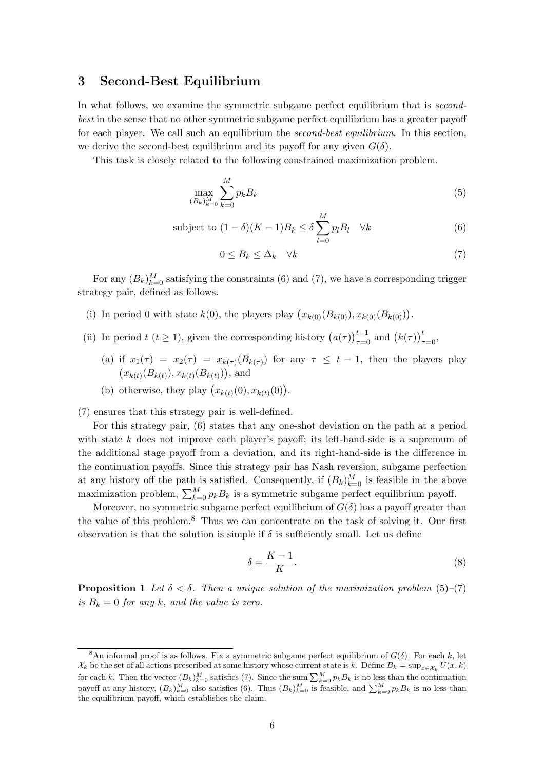## 3 Second-Best Equilibrium

In what follows, we examine the symmetric subgame perfect equilibrium that is *second-best* in the sense that no other symmetric subgame perfect equilibrium has a greater payoff for each player. We call such an equilibrium the *second-best equilibrium*. In this section, we derive the second-best equilibrium and its payoff for any given $G(\delta)$.

This task is closely related to the following constrained maximization problem.

$$\max_{(B_k)_{k=0}^M} \sum_{k=0}^{M} p_k B_k \tag{5}$$

$$\text{subject to } (1-\delta)(K-1)B_k \leq \delta \sum_{l=0}^{M} p_l B_l \quad \forall k \tag{6}$$

$$0 \leq B_k \leq \Delta_k \quad \forall k \tag{7}$$

For any $(B_k)_{k=0}^M$ satisfying the constraints (6) and (7), we have a corresponding trigger strategy pair, defined as follows.

(i) In period 0 with state $k(0)$, the players play $\left(x_{k(0)}(B_{k(0)}), x_{k(0)}(B_{k(0)})\right)$.

(ii) In period $t$ ($t \geq 1$), given the corresponding history $\left(a(\tau)\right)_{\tau=0}^{t-1}$ and $\left(k(\tau)\right)_{\tau=0}^{t}$,

  (a) if $x_1(\tau) = x_2(\tau) = x_{k(\tau)}(B_{k(\tau)})$ for any $\tau \leq t-1$, then the players play $\left(x_{k(t)}(B_{k(t)}), x_{k(t)}(B_{k(t)})\right)$, and

  (b) otherwise, they play $\left(x_{k(t)}(0), x_{k(t)}(0)\right)$.

(7) ensures that this strategy pair is well-defined.

For this strategy pair, (6) states that any one-shot deviation on the path at a period with state $k$ does not improve each player's payoff; its left-hand-side is a supremum of the additional stage payoff from a deviation, and its right-hand-side is the difference in the continuation payoffs. Since this strategy pair has Nash reversion, subgame perfection at any history off the path is satisfied. Consequently, if $(B_k)_{k=0}^M$ is feasible in the above maximization problem, $\sum_{k=0}^M p_k B_k$ is a symmetric subgame perfect equilibrium payoff.

Moreover, no symmetric subgame perfect equilibrium of $G(\delta)$ has a payoff greater than the value of this problem.[8] Thus we can concentrate on the task of solving it. Our first observation is that the solution is simple if $\delta$ is sufficiently small. Let us define

$$\underline{\delta} = \frac{K-1}{K}. \tag{8}$$

**Proposition 1** *Let $\delta < \underline{\delta}$. Then a unique solution of the maximization problem (5)–(7) is $B_k = 0$ for any $k$, and the value is zero.*

---

[8] An informal proof is as follows. Fix a symmetric subgame perfect equilibrium of $G(\delta)$. For each $k$, let $\mathcal{X}_k$ be the set of all actions prescribed at some history whose current state is $k$. Define $B_k = \sup_{x \in \mathcal{X}_k} U(x, k)$ for each $k$. Then the vector $(B_k)_{k=0}^M$ satisfies (7). Since the sum $\sum_{k=0}^M p_k B_k$ is no less than the continuation payoff at any history, $(B_k)_{k=0}^M$ also satisfies (6). Thus $(B_k)_{k=0}^M$ is feasible, and $\sum_{k=0}^M p_k B_k$ is no less than the equilibrium payoff, which establishes the claim.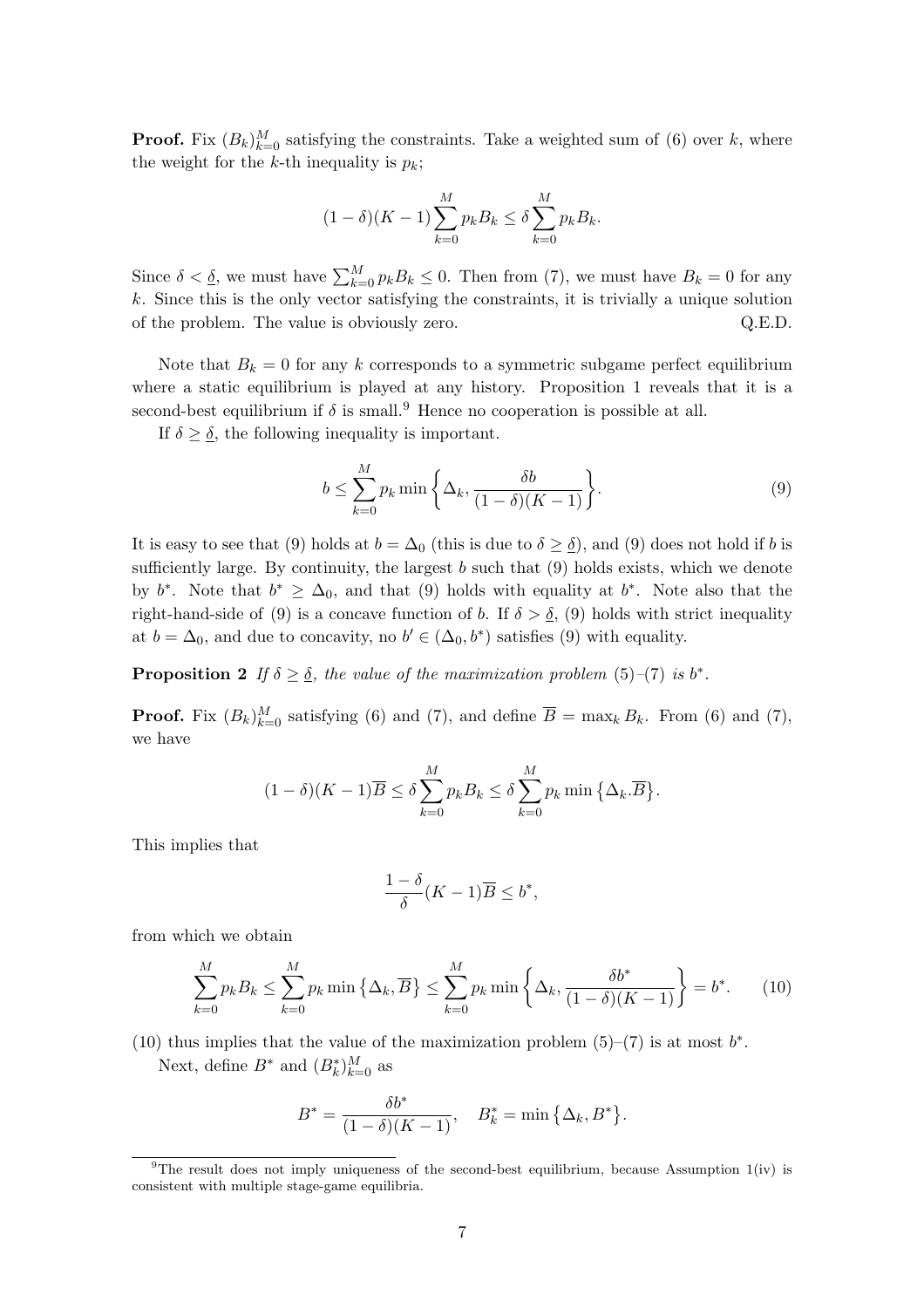**Proof.** Fix $(B_k)_{k=0}^M$ satisfying the constraints. Take a weighted sum of (6) over $k$, where the weight for the $k$-th inequality is $p_k$;

$$(1-\delta)(K-1)\sum_{k=0}^{M} p_k B_k \leq \delta \sum_{k=0}^{M} p_k B_k.$$

Since $\delta < \underline{\delta}$, we must have $\sum_{k=0}^{M} p_k B_k \leq 0$. Then from (7), we must have $B_k = 0$ for any $k$. Since this is the only vector satisfying the constraints, it is trivially a unique solution of the problem. The value is obviously zero. Q.E.D.

Note that $B_k = 0$ for any $k$ corresponds to a symmetric subgame perfect equilibrium where a static equilibrium is played at any history. Proposition 1 reveals that it is a second-best equilibrium if $\delta$ is small.[9] Hence no cooperation is possible at all.

If $\delta \geq \underline{\delta}$, the following inequality is important.

$$b \leq \sum_{k=0}^{M} p_k \min\left\{\Delta_k, \frac{\delta b}{(1-\delta)(K-1)}\right\}. \tag{9}$$

It is easy to see that (9) holds at $b = \Delta_0$ (this is due to $\delta \geq \underline{\delta}$), and (9) does not hold if $b$ is sufficiently large. By continuity, the largest $b$ such that (9) holds exists, which we denote by $b^*$. Note that $b^* \geq \Delta_0$, and that (9) holds with equality at $b^*$. Note also that the right-hand-side of (9) is a concave function of $b$. If $\delta > \underline{\delta}$, (9) holds with strict inequality at $b = \Delta_0$, and due to concavity, no $b' \in (\Delta_0, b^*)$ satisfies (9) with equality.

**Proposition 2** *If $\delta \geq \underline{\delta}$, the value of the maximization problem (5)–(7) is $b^*$.*

**Proof.** Fix $(B_k)_{k=0}^M$ satisfying (6) and (7), and define $\overline{B} = \max_k B_k$. From (6) and (7), we have

$$(1-\delta)(K-1)\overline{B} \leq \delta \sum_{k=0}^{M} p_k B_k \leq \delta \sum_{k=0}^{M} p_k \min\left\{\Delta_k . \overline{B}\right\}.$$

This implies that

$$\frac{1-\delta}{\delta}(K-1)\overline{B} \leq b^*,$$

from which we obtain

$$\sum_{k=0}^{M} p_k B_k \leq \sum_{k=0}^{M} p_k \min\left\{\Delta_k, \overline{B}\right\} \leq \sum_{k=0}^{M} p_k \min\left\{\Delta_k, \frac{\delta b^*}{(1-\delta)(K-1)}\right\} = b^*. \tag{10}$$

(10) thus implies that the value of the maximization problem (5)–(7) is at most $b^*$.

Next, define $B^*$ and $(B_k^*)_{k=0}^M$ as

$$B^* = \frac{\delta b^*}{(1-\delta)(K-1)}, \quad B_k^* = \min\left\{\Delta_k, B^*\right\}.$$

[9] The result does not imply uniqueness of the second-best equilibrium, because Assumption 1(iv) is consistent with multiple stage-game equilibria.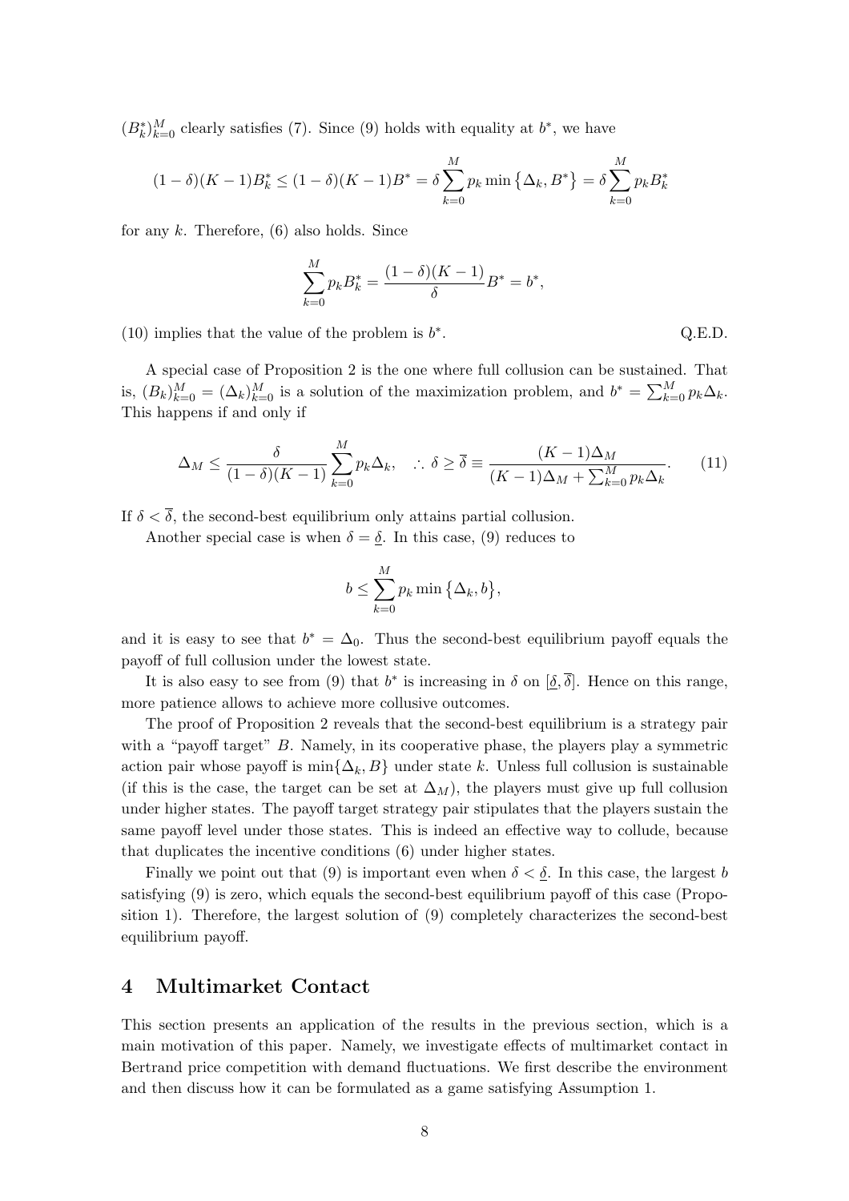$(B_k^*)_{k=0}^M$ clearly satisfies (7). Since (9) holds with equality at $b^*$, we have

$$(1-\delta)(K-1)B_k^* \leq (1-\delta)(K-1)B^* = \delta \sum_{k=0}^{M} p_k \min\{\Delta_k, B^*\} = \delta \sum_{k=0}^{M} p_k B_k^*$$

for any $k$. Therefore, (6) also holds. Since

$$\sum_{k=0}^{M} p_k B_k^* = \frac{(1-\delta)(K-1)}{\delta} B^* = b^*,$$

(10) implies that the value of the problem is $b^*$. Q.E.D.

A special case of Proposition 2 is the one where full collusion can be sustained. That is, $(B_k)_{k=0}^M = (\Delta_k)_{k=0}^M$ is a solution of the maximization problem, and $b^* = \sum_{k=0}^M p_k \Delta_k$. This happens if and only if

$$\Delta_M \leq \frac{\delta}{(1-\delta)(K-1)} \sum_{k=0}^{M} p_k \Delta_k, \quad \therefore \delta \geq \overline{\delta} \equiv \frac{(K-1)\Delta_M}{(K-1)\Delta_M + \sum_{k=0}^{M} p_k \Delta_k}. \tag{11}$$

If $\delta < \overline{\delta}$, the second-best equilibrium only attains partial collusion.

Another special case is when $\delta = \underline{\delta}$. In this case, (9) reduces to

$$b \leq \sum_{k=0}^{M} p_k \min\{\Delta_k, b\},$$

and it is easy to see that $b^* = \Delta_0$. Thus the second-best equilibrium payoff equals the payoff of full collusion under the lowest state.

It is also easy to see from (9) that $b^*$ is increasing in $\delta$ on $[\underline{\delta}, \overline{\delta}]$. Hence on this range, more patience allows to achieve more collusive outcomes.

The proof of Proposition 2 reveals that the second-best equilibrium is a strategy pair with a "payoff target" $B$. Namely, in its cooperative phase, the players play a symmetric action pair whose payoff is $\min\{\Delta_k, B\}$ under state $k$. Unless full collusion is sustainable (if this is the case, the target can be set at $\Delta_M$), the players must give up full collusion under higher states. The payoff target strategy pair stipulates that the players sustain the same payoff level under those states. This is indeed an effective way to collude, because that duplicates the incentive conditions (6) under higher states.

Finally we point out that (9) is important even when $\delta < \underline{\delta}$. In this case, the largest $b$ satisfying (9) is zero, which equals the second-best equilibrium payoff of this case (Proposition 1). Therefore, the largest solution of (9) completely characterizes the second-best equilibrium payoff.

## 4 Multimarket Contact

This section presents an application of the results in the previous section, which is a main motivation of this paper. Namely, we investigate effects of multimarket contact in Bertrand price competition with demand fluctuations. We first describe the environment and then discuss how it can be formulated as a game satisfying Assumption 1.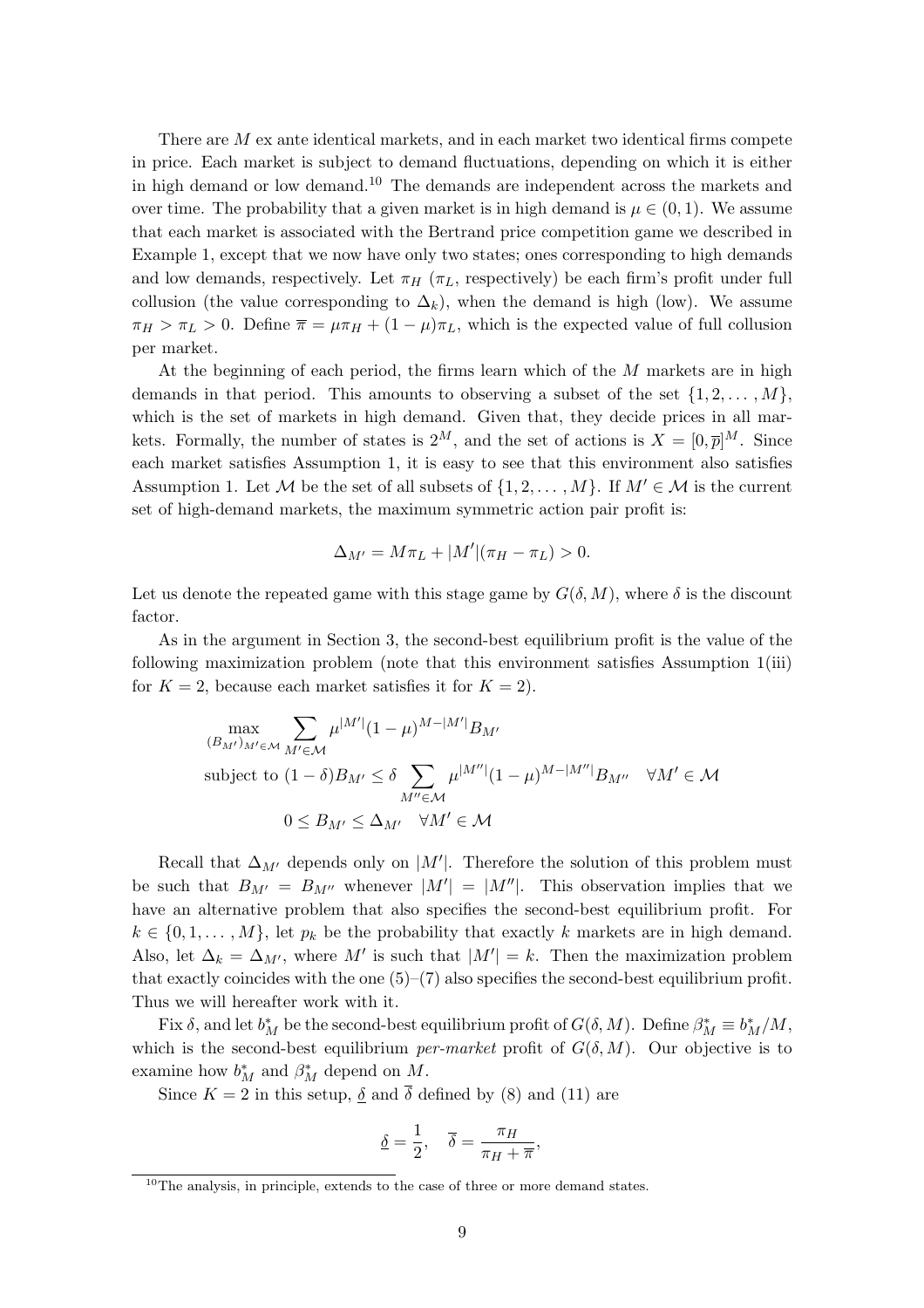There are $M$ ex ante identical markets, and in each market two identical firms compete in price. Each market is subject to demand fluctuations, depending on which it is either in high demand or low demand.[10] The demands are independent across the markets and over time. The probability that a given market is in high demand is $\mu \in (0, 1)$. We assume that each market is associated with the Bertrand price competition game we described in Example 1, except that we now have only two states; ones corresponding to high demands and low demands, respectively. Let $\pi_H$ ($\pi_L$, respectively) be each firm's profit under full collusion (the value corresponding to $\Delta_k$), when the demand is high (low). We assume $\pi_H > \pi_L > 0$. Define $\overline{\pi} = \mu\pi_H + (1-\mu)\pi_L$, which is the expected value of full collusion per market.

At the beginning of each period, the firms learn which of the $M$ markets are in high demands in that period. This amounts to observing a subset of the set $\{1, 2, \ldots, M\}$, which is the set of markets in high demand. Given that, they decide prices in all markets. Formally, the number of states is $2^M$, and the set of actions is $X = [0, \overline{p}]^M$. Since each market satisfies Assumption 1, it is easy to see that this environment also satisfies Assumption 1. Let $\mathcal{M}$ be the set of all subsets of $\{1, 2, \ldots, M\}$. If $M' \in \mathcal{M}$ is the current set of high-demand markets, the maximum symmetric action pair profit is:

$$\Delta_{M'} = M\pi_L + |M'|(\pi_H - \pi_L) > 0.$$

Let us denote the repeated game with this stage game by $G(\delta, M)$, where $\delta$ is the discount factor.

As in the argument in Section 3, the second-best equilibrium profit is the value of the following maximization problem (note that this environment satisfies Assumption 1(iii) for $K = 2$, because each market satisfies it for $K = 2$).

$$\max_{(B_{M'})_{M' \in \mathcal{M}}} \sum_{M' \in \mathcal{M}} \mu^{|M'|}(1-\mu)^{M-|M'|} B_{M'}$$

$$\text{subject to } (1-\delta)B_{M'} \leq \delta \sum_{M'' \in \mathcal{M}} \mu^{|M''|}(1-\mu)^{M-|M''|} B_{M''} \quad \forall M' \in \mathcal{M}$$

$$0 \leq B_{M'} \leq \Delta_{M'} \quad \forall M' \in \mathcal{M}$$

Recall that $\Delta_{M'}$ depends only on $|M'|$. Therefore the solution of this problem must be such that $B_{M'} = B_{M''}$ whenever $|M'| = |M''|$. This observation implies that we have an alternative problem that also specifies the second-best equilibrium profit. For $k \in \{0, 1, \ldots, M\}$, let $p_k$ be the probability that exactly $k$ markets are in high demand. Also, let $\Delta_k = \Delta_{M'}$, where $M'$ is such that $|M'| = k$. Then the maximization problem that exactly coincides with the one (5)–(7) also specifies the second-best equilibrium profit. Thus we will hereafter work with it.

Fix $\delta$, and let $b_M^*$ be the second-best equilibrium profit of $G(\delta, M)$. Define $\beta_M^* \equiv b_M^*/M$, which is the second-best equilibrium *per-market* profit of $G(\delta, M)$. Our objective is to examine how $b_M^*$ and $\beta_M^*$ depend on $M$.

Since $K = 2$ in this setup, $\underline{\delta}$ and $\overline{\delta}$ defined by (8) and (11) are

$$\underline{\delta} = \frac{1}{2}, \quad \overline{\delta} = \frac{\pi_H}{\pi_H + \overline{\pi}},$$

[10] The analysis, in principle, extends to the case of three or more demand states.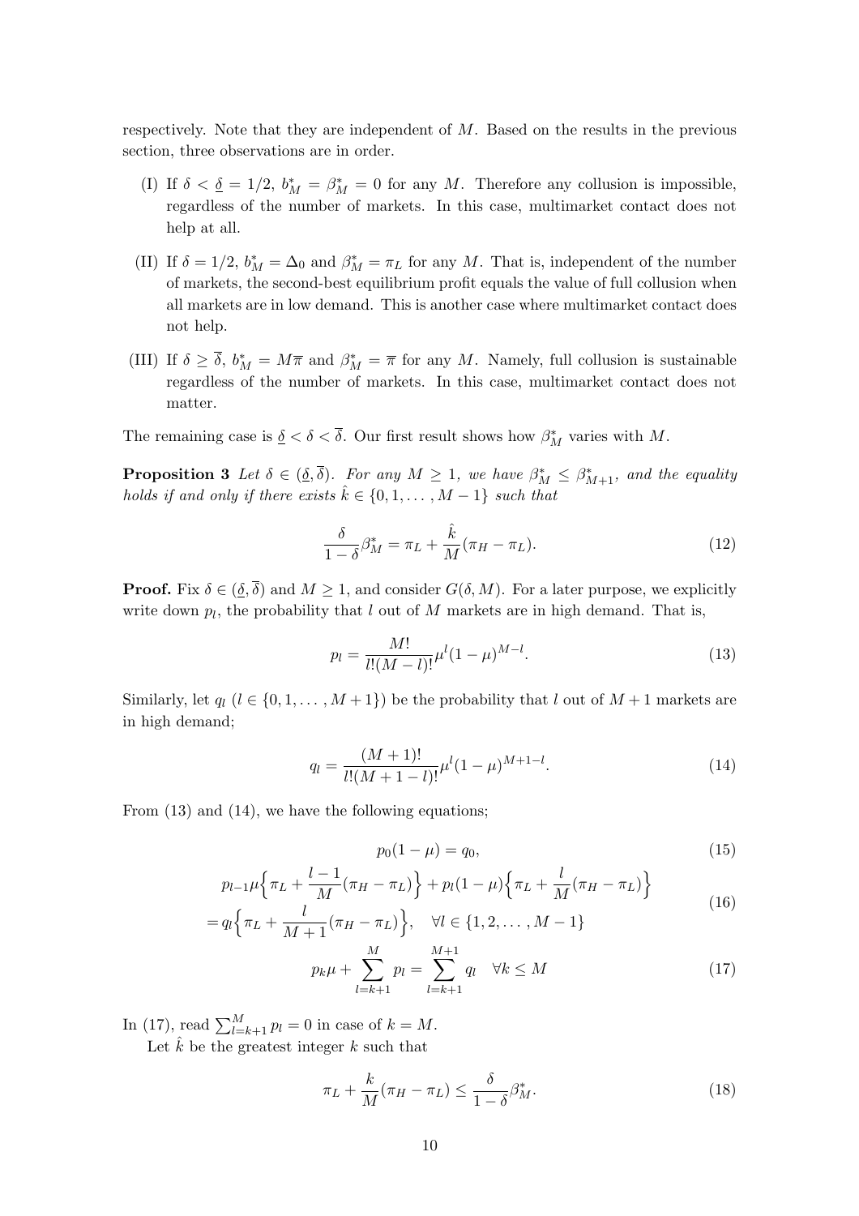respectively. Note that they are independent of $M$. Based on the results in the previous section, three observations are in order.

(I) If $\delta < \underline{\delta} = 1/2$, $b^*_M = \beta^*_M = 0$ for any $M$. Therefore any collusion is impossible, regardless of the number of markets. In this case, multimarket contact does not help at all.

(II) If $\delta = 1/2$, $b^*_M = \Delta_0$ and $\beta^*_M = \pi_L$ for any $M$. That is, independent of the number of markets, the second-best equilibrium profit equals the value of full collusion when all markets are in low demand. This is another case where multimarket contact does not help.

(III) If $\delta \geq \overline{\delta}$, $b^*_M = M\overline{\pi}$ and $\beta^*_M = \overline{\pi}$ for any $M$. Namely, full collusion is sustainable regardless of the number of markets. In this case, multimarket contact does not matter.

The remaining case is $\underline{\delta} < \delta < \overline{\delta}$. Our first result shows how $\beta^*_M$ varies with $M$.

**Proposition 3** *Let $\delta \in (\underline{\delta}, \overline{\delta})$. For any $M \geq 1$, we have $\beta^*_M \leq \beta^*_{M+1}$, and the equality holds if and only if there exists $\hat{k} \in \{0, 1, \ldots, M-1\}$ such that*

$$\frac{\delta}{1-\delta}\beta^*_M = \pi_L + \frac{\hat{k}}{M}(\pi_H - \pi_L). \tag{12}$$

**Proof.** Fix $\delta \in (\underline{\delta}, \overline{\delta})$ and $M \geq 1$, and consider $G(\delta, M)$. For a later purpose, we explicitly write down $p_l$, the probability that $l$ out of $M$ markets are in high demand. That is,

$$p_l = \frac{M!}{l!(M-l)!}\mu^l(1-\mu)^{M-l}. \tag{13}$$

Similarly, let $q_l$ ($l \in \{0, 1, \ldots, M+1\}$) be the probability that $l$ out of $M+1$ markets are in high demand;

$$q_l = \frac{(M+1)!}{l!(M+1-l)!}\mu^l(1-\mu)^{M+1-l}. \tag{14}$$

From (13) and (14), we have the following equations;

$$p_0(1-\mu) = q_0, \tag{15}$$

$$\begin{aligned} &p_{l-1}\mu\Big\{\pi_L + \frac{l-1}{M}(\pi_H - \pi_L)\Big\} + p_l(1-\mu)\Big\{\pi_L + \frac{l}{M}(\pi_H - \pi_L)\Big\} \\ &= q_l\Big\{\pi_L + \frac{l}{M+1}(\pi_H - \pi_L)\Big\}, \quad \forall l \in \{1, 2, \ldots, M-1\} \end{aligned} \tag{16}$$

$$p_k\mu + \sum_{l=k+1}^{M} p_l = \sum_{l=k+1}^{M+1} q_l \quad \forall k \leq M \tag{17}$$

In (17), read $\sum_{l=k+1}^{M} p_l = 0$ in case of $k = M$.

Let $\hat{k}$ be the greatest integer $k$ such that

$$\pi_L + \frac{k}{M}(\pi_H - \pi_L) \leq \frac{\delta}{1-\delta}\beta^*_M. \tag{18}$$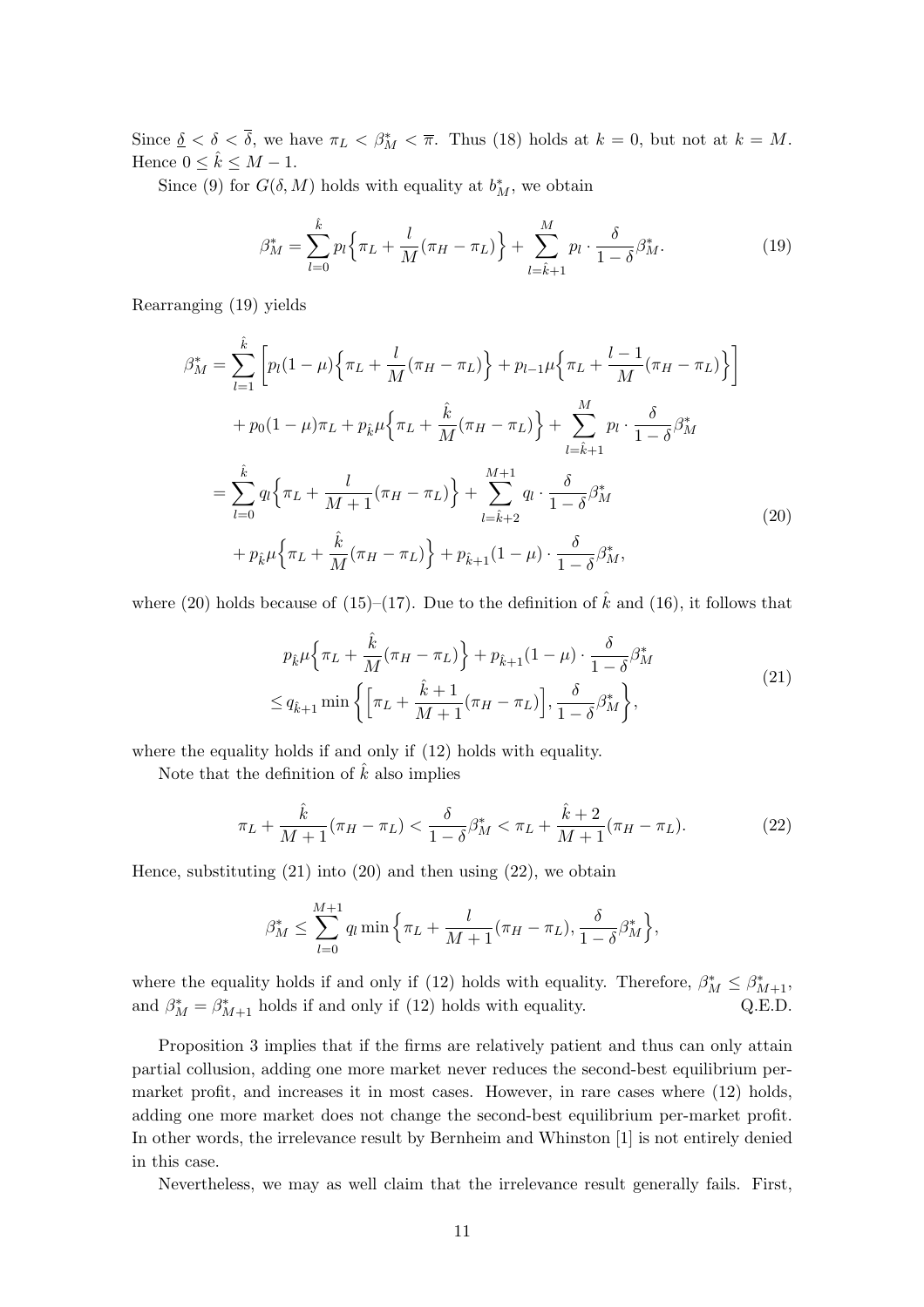Since $\underline{\delta} < \delta < \overline{\delta}$, we have $\pi_L < \beta^*_M < \overline{\pi}$. Thus (18) holds at $k = 0$, but not at $k = M$. Hence $0 \leq \hat{k} \leq M - 1$.

Since (9) for $G(\delta, M)$ holds with equality at $b^*_M$, we obtain

$$\beta^*_M = \sum_{l=0}^{\hat{k}} p_l \Big\{ \pi_L + \frac{l}{M}(\pi_H - \pi_L) \Big\} + \sum_{l=\hat{k}+1}^{M} p_l \cdot \frac{\delta}{1-\delta} \beta^*_M. \tag{19}$$

Rearranging (19) yields

$$\begin{aligned}
\beta^*_M &= \sum_{l=1}^{\hat{k}} \bigg[ p_l(1-\mu) \Big\{ \pi_L + \frac{l}{M}(\pi_H - \pi_L) \Big\} + p_{l-1}\mu \Big\{ \pi_L + \frac{l-1}{M}(\pi_H - \pi_L) \Big\} \bigg] \\
&\quad + p_0(1-\mu)\pi_L + p_{\hat{k}}\mu \Big\{ \pi_L + \frac{\hat{k}}{M}(\pi_H - \pi_L) \Big\} + \sum_{l=\hat{k}+1}^{M} p_l \cdot \frac{\delta}{1-\delta} \beta^*_M \\
&= \sum_{l=0}^{\hat{k}} q_l \Big\{ \pi_L + \frac{l}{M+1}(\pi_H - \pi_L) \Big\} + \sum_{l=\hat{k}+2}^{M+1} q_l \cdot \frac{\delta}{1-\delta} \beta^*_M \\
&\quad + p_{\hat{k}}\mu \Big\{ \pi_L + \frac{\hat{k}}{M}(\pi_H - \pi_L) \Big\} + p_{\hat{k}+1}(1-\mu) \cdot \frac{\delta}{1-\delta} \beta^*_M,
\end{aligned} \tag{20}$$

where (20) holds because of (15)–(17). Due to the definition of $\hat{k}$ and (16), it follows that

$$\begin{aligned}
&p_{\hat{k}}\mu \Big\{ \pi_L + \frac{\hat{k}}{M}(\pi_H - \pi_L) \Big\} + p_{\hat{k}+1}(1-\mu) \cdot \frac{\delta}{1-\delta} \beta^*_M \\
&\leq q_{\hat{k}+1} \min \bigg\{ \Big[ \pi_L + \frac{\hat{k}+1}{M+1}(\pi_H - \pi_L) \Big], \frac{\delta}{1-\delta} \beta^*_M \bigg\},
\end{aligned} \tag{21}$$

where the equality holds if and only if (12) holds with equality.

Note that the definition of $\hat{k}$ also implies

$$\pi_L + \frac{\hat{k}}{M+1}(\pi_H - \pi_L) < \frac{\delta}{1-\delta} \beta^*_M < \pi_L + \frac{\hat{k}+2}{M+1}(\pi_H - \pi_L). \tag{22}$$

Hence, substituting (21) into (20) and then using (22), we obtain

$$\beta^*_M \leq \sum_{l=0}^{M+1} q_l \min \Big\{ \pi_L + \frac{l}{M+1}(\pi_H - \pi_L), \frac{\delta}{1-\delta} \beta^*_M \Big\},$$

where the equality holds if and only if (12) holds with equality. Therefore, $\beta^*_M \leq \beta^*_{M+1}$, and $\beta^*_M = \beta^*_{M+1}$ holds if and only if (12) holds with equality. Q.E.D.

Proposition 3 implies that if the firms are relatively patient and thus can only attain partial collusion, adding one more market never reduces the second-best equilibrium per-market profit, and increases it in most cases. However, in rare cases where (12) holds, adding one more market does not change the second-best equilibrium per-market profit. In other words, the irrelevance result by Bernheim and Whinston [1] is not entirely denied in this case.

Nevertheless, we may as well claim that the irrelevance result generally fails. First,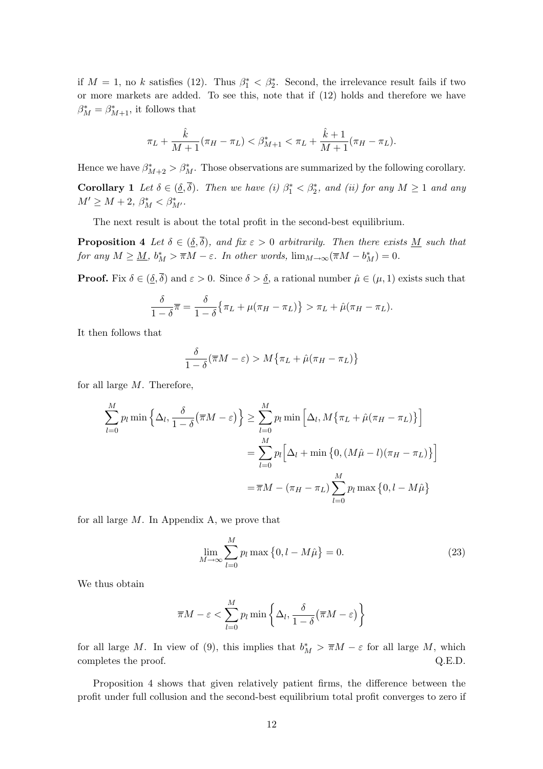if $M = 1$, no $k$ satisfies (12). Thus $\beta_1^* < \beta_2^*$. Second, the irrelevance result fails if two or more markets are added. To see this, note that if (12) holds and therefore we have $\beta_M^* = \beta_{M+1}^*$, it follows that

$$\pi_L + \frac{\hat{k}}{M+1}(\pi_H - \pi_L) < \beta_{M+1}^* < \pi_L + \frac{\hat{k}+1}{M+1}(\pi_H - \pi_L).$$

Hence we have $\beta_{M+2}^* > \beta_M^*$. Those observations are summarized by the following corollary.

**Corollary 1** *Let $\delta \in (\underline{\delta}, \overline{\delta})$. Then we have (i) $\beta_1^* < \beta_2^*$, and (ii) for any $M \geq 1$ and any $M' \geq M + 2$, $\beta_M^* < \beta_{M'}^*$.*

The next result is about the total profit in the second-best equilibrium.

**Proposition 4** *Let $\delta \in (\underline{\delta}, \overline{\delta})$, and fix $\varepsilon > 0$ arbitrarily. Then there exists $\underline{M}$ such that for any $M \geq \underline{M}$, $b_M^* > \overline{\pi}M - \varepsilon$. In other words, $\lim_{M\to\infty}(\overline{\pi}M - b_M^*) = 0$.*

**Proof.** Fix $\delta \in (\underline{\delta}, \overline{\delta})$ and $\varepsilon > 0$. Since $\delta > \underline{\delta}$, a rational number $\hat{\mu} \in (\mu, 1)$ exists such that

$$\frac{\delta}{1-\delta}\overline{\pi} = \frac{\delta}{1-\delta}\big\{\pi_L + \mu(\pi_H - \pi_L)\big\} > \pi_L + \hat{\mu}(\pi_H - \pi_L).$$

It then follows that

$$\frac{\delta}{1-\delta}(\overline{\pi}M - \varepsilon) > M\big\{\pi_L + \hat{\mu}(\pi_H - \pi_L)\big\}$$

for all large $M$. Therefore,

$$\begin{aligned}
\sum_{l=0}^{M} p_l \min\Big\{\Delta_l, \frac{\delta}{1-\delta}\big(\overline{\pi}M - \varepsilon\big)\Big\} &\geq \sum_{l=0}^{M} p_l \min\Big[\Delta_l, M\big\{\pi_L + \hat{\mu}(\pi_H - \pi_L)\big\}\Big] \\
&= \sum_{l=0}^{M} p_l\Big[\Delta_l + \min\big\{0, (M\hat{\mu} - l)(\pi_H - \pi_L)\big\}\Big] \\
&= \overline{\pi}M - (\pi_H - \pi_L)\sum_{l=0}^{M} p_l \max\big\{0, l - M\hat{\mu}\big\}
\end{aligned}$$

for all large $M$. In Appendix A, we prove that

$$\lim_{M\to\infty} \sum_{l=0}^{M} p_l \max\big\{0, l - M\hat{\mu}\big\} = 0. \tag{23}$$

We thus obtain

$$\overline{\pi}M - \varepsilon < \sum_{l=0}^{M} p_l \min\Big\{\Delta_l, \frac{\delta}{1-\delta}\big(\overline{\pi}M - \varepsilon\big)\Big\}$$

for all large $M$. In view of (9), this implies that $b_M^* > \overline{\pi}M - \varepsilon$ for all large $M$, which completes the proof. Q.E.D.

Proposition 4 shows that given relatively patient firms, the difference between the profit under full collusion and the second-best equilibrium total profit converges to zero if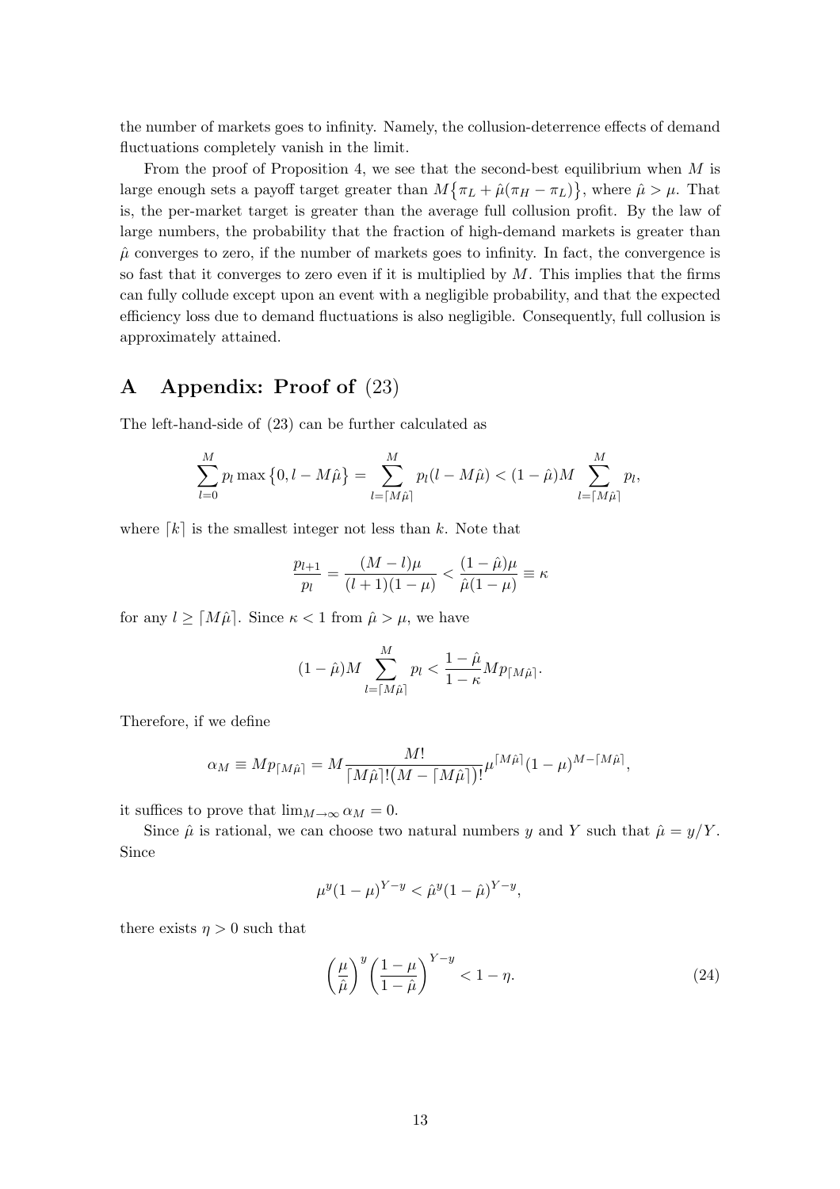the number of markets goes to infinity. Namely, the collusion-deterrence effects of demand fluctuations completely vanish in the limit.

From the proof of Proposition 4, we see that the second-best equilibrium when $M$ is large enough sets a payoff target greater than $M\{\pi_L + \hat{\mu}(\pi_H - \pi_L)\}$, where $\hat{\mu} > \mu$. That is, the per-market target is greater than the average full collusion profit. By the law of large numbers, the probability that the fraction of high-demand markets is greater than $\hat{\mu}$ converges to zero, if the number of markets goes to infinity. In fact, the convergence is so fast that it converges to zero even if it is multiplied by $M$. This implies that the firms can fully collude except upon an event with a negligible probability, and that the expected efficiency loss due to demand fluctuations is also negligible. Consequently, full collusion is approximately attained.

# A Appendix: Proof of (23)

The left-hand-side of (23) can be further calculated as

$$\sum_{l=0}^{M} p_l \max\{0, l - M\hat{\mu}\} = \sum_{l=\lceil M\hat{\mu}\rceil}^{M} p_l(l - M\hat{\mu}) < (1-\hat{\mu})M \sum_{l=\lceil M\hat{\mu}\rceil}^{M} p_l,$$

where $\lceil k \rceil$ is the smallest integer not less than $k$. Note that

$$\frac{p_{l+1}}{p_l} = \frac{(M-l)\mu}{(l+1)(1-\mu)} < \frac{(1-\hat{\mu})\mu}{\hat{\mu}(1-\mu)} \equiv \kappa$$

for any $l \geq \lceil M\hat{\mu}\rceil$. Since $\kappa < 1$ from $\hat{\mu} > \mu$, we have

$$(1-\hat{\mu})M \sum_{l=\lceil M\hat{\mu}\rceil}^{M} p_l < \frac{1-\hat{\mu}}{1-\kappa} M p_{\lceil M\hat{\mu}\rceil}.$$

Therefore, if we define

$$\alpha_M \equiv M p_{\lceil M\hat{\mu}\rceil} = M \frac{M!}{\lceil M\hat{\mu}\rceil!\big(M - \lceil M\hat{\mu}\rceil\big)!} \mu^{\lceil M\hat{\mu}\rceil}(1-\mu)^{M-\lceil M\hat{\mu}\rceil},$$

it suffices to prove that $\lim_{M\to\infty} \alpha_M = 0$.

Since $\hat{\mu}$ is rational, we can choose two natural numbers $y$ and $Y$ such that $\hat{\mu} = y/Y$. Since

$$\mu^y(1-\mu)^{Y-y} < \hat{\mu}^y(1-\hat{\mu})^{Y-y},$$

there exists $\eta > 0$ such that

$$\left(\frac{\mu}{\hat{\mu}}\right)^y \left(\frac{1-\mu}{1-\hat{\mu}}\right)^{Y-y} < 1 - \eta. \tag{24}$$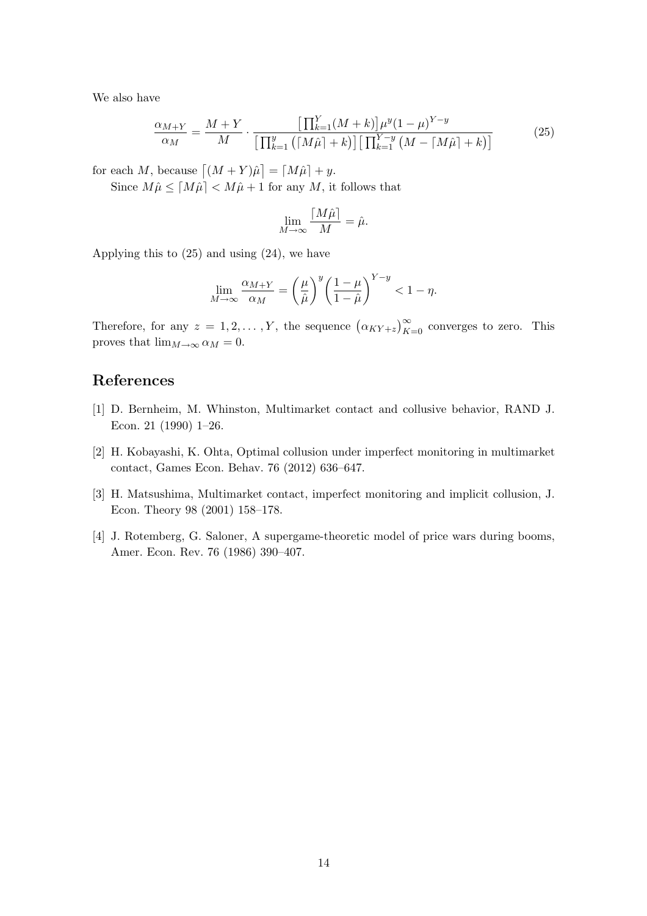We also have

$$\frac{\alpha_{M+Y}}{\alpha_M} = \frac{M+Y}{M} \cdot \frac{\left[\prod_{k=1}^{Y}(M+k)\right]\mu^y(1-\mu)^{Y-y}}{\left[\prod_{k=1}^{y}\left(\lceil M\hat{\mu}\rceil + k\right)\right]\left[\prod_{k=1}^{Y-y}\left(M - \lceil M\hat{\mu}\rceil + k\right)\right]} \tag{25}$$

for each $M$, because $\lceil (M+Y)\hat{\mu}\rceil = \lceil M\hat{\mu}\rceil + y$.

Since $M\hat{\mu} \leq \lceil M\hat{\mu}\rceil < M\hat{\mu} + 1$ for any $M$, it follows that

$$\lim_{M\to\infty} \frac{\lceil M\hat{\mu}\rceil}{M} = \hat{\mu}.$$

Applying this to (25) and using (24), we have

$$\lim_{M\to\infty} \frac{\alpha_{M+Y}}{\alpha_M} = \left(\frac{\mu}{\hat{\mu}}\right)^y \left(\frac{1-\mu}{1-\hat{\mu}}\right)^{Y-y} < 1 - \eta.$$

Therefore, for any $z = 1, 2, \ldots, Y$, the sequence $\left(\alpha_{KY+z}\right)_{K=0}^{\infty}$ converges to zero. This proves that $\lim_{M\to\infty} \alpha_M = 0$.

## References

[1] D. Bernheim, M. Whinston, Multimarket contact and collusive behavior, RAND J. Econ. 21 (1990) 1–26.

[2] H. Kobayashi, K. Ohta, Optimal collusion under imperfect monitoring in multimarket contact, Games Econ. Behav. 76 (2012) 636–647.

[3] H. Matsushima, Multimarket contact, imperfect monitoring and implicit collusion, J. Econ. Theory 98 (2001) 158–178.

[4] J. Rotemberg, G. Saloner, A supergame-theoretic model of price wars during booms, Amer. Econ. Rev. 76 (1986) 390–407.